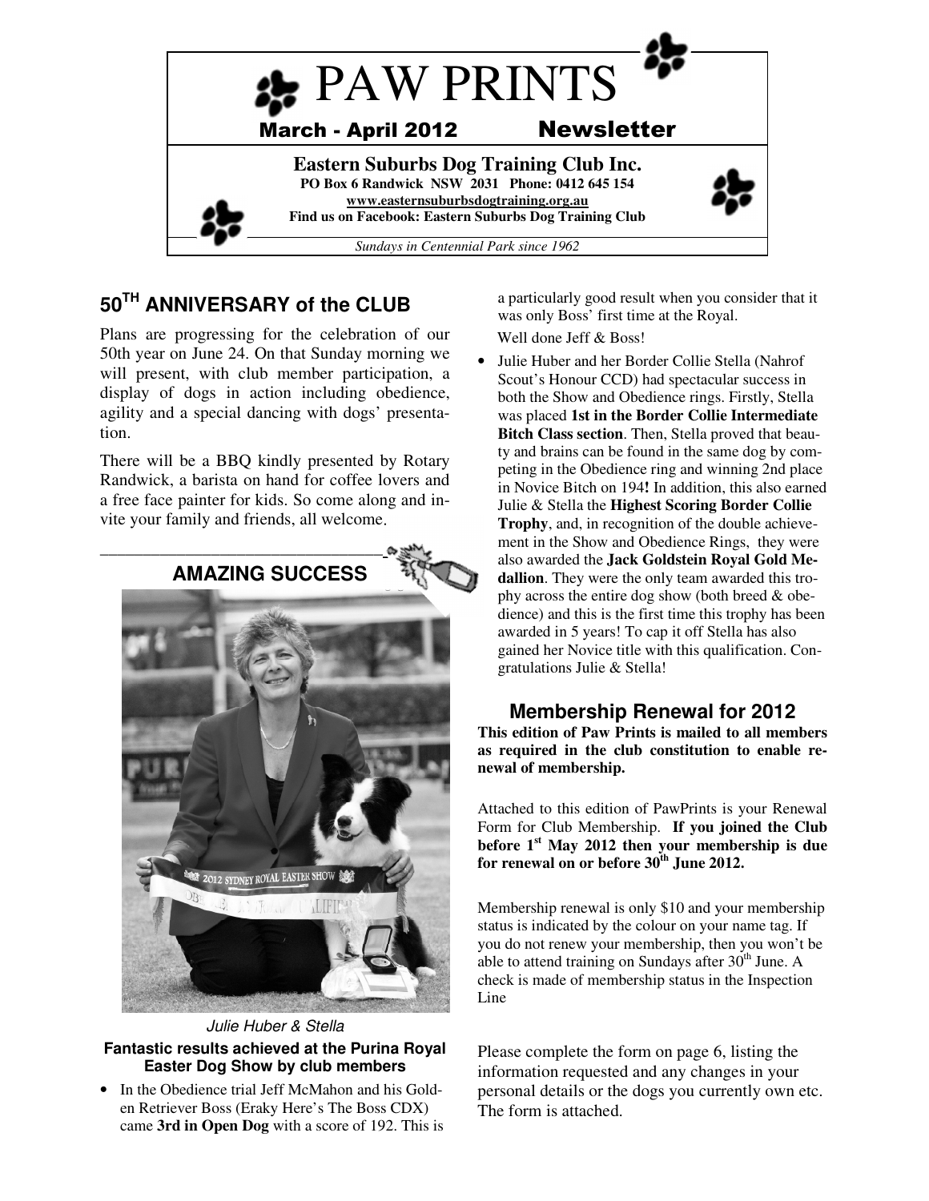# PAW PRINTS

**March - April 2012 Newsletter**

**Eastern Suburbs Dog Training Club Inc.**
**PO Box 6 Randwick NSW 2031 Phone: 0412 645 154**
**www.easternsuburbsdogtraining.org.au**
**Find us on Facebook: Eastern Suburbs Dog Training Club**

*Sundays in Centennial Park since 1962*

## 50TH ANNIVERSARY of the CLUB

Plans are progressing for the celebration of our 50th year on June 24. On that Sunday morning we will present, with club member participation, a display of dogs in action including obedience, agility and a special dancing with dogs' presentation.

There will be a BBQ kindly presented by Rotary Randwick, a barista on hand for coffee lovers and a free face painter for kids. So come along and invite your family and friends, all welcome.

## AMAZING SUCCESS

*Julie Huber & Stella*

**Fantastic results achieved at the Purina Royal Easter Dog Show by club members**

- In the Obedience trial Jeff McMahon and his Golden Retriever Boss (Eraky Here's The Boss CDX) came **3rd in Open Dog** with a score of 192. This is a particularly good result when you consider that it was only Boss' first time at the Royal.

  Well done Jeff & Boss!

- Julie Huber and her Border Collie Stella (Nahrof Scout's Honour CCD) had spectacular success in both the Show and Obedience rings. Firstly, Stella was placed **1st in the Border Collie Intermediate Bitch Class section**. Then, Stella proved that beauty and brains can be found in the same dog by competing in the Obedience ring and winning 2nd place in Novice Bitch on 194**!** In addition, this also earned Julie & Stella the **Highest Scoring Border Collie Trophy**, and, in recognition of the double achievement in the Show and Obedience Rings, they were also awarded the **Jack Goldstein Royal Gold Medallion**. They were the only team awarded this trophy across the entire dog show (both breed & obedience) and this is the first time this trophy has been awarded in 5 years! To cap it off Stella has also gained her Novice title with this qualification. Congratulations Julie & Stella!

## Membership Renewal for 2012

**This edition of Paw Prints is mailed to all members as required in the club constitution to enable renewal of membership.**

Attached to this edition of PawPrints is your Renewal Form for Club Membership. **If you joined the Club before 1st May 2012 then your membership is due for renewal on or before 30th June 2012.**

Membership renewal is only $10 and your membership status is indicated by the colour on your name tag. If you do not renew your membership, then you won't be able to attend training on Sundays after 30th June. A check is made of membership status in the Inspection Line

Please complete the form on page 6, listing the information requested and any changes in your personal details or the dogs you currently own etc. The form is attached.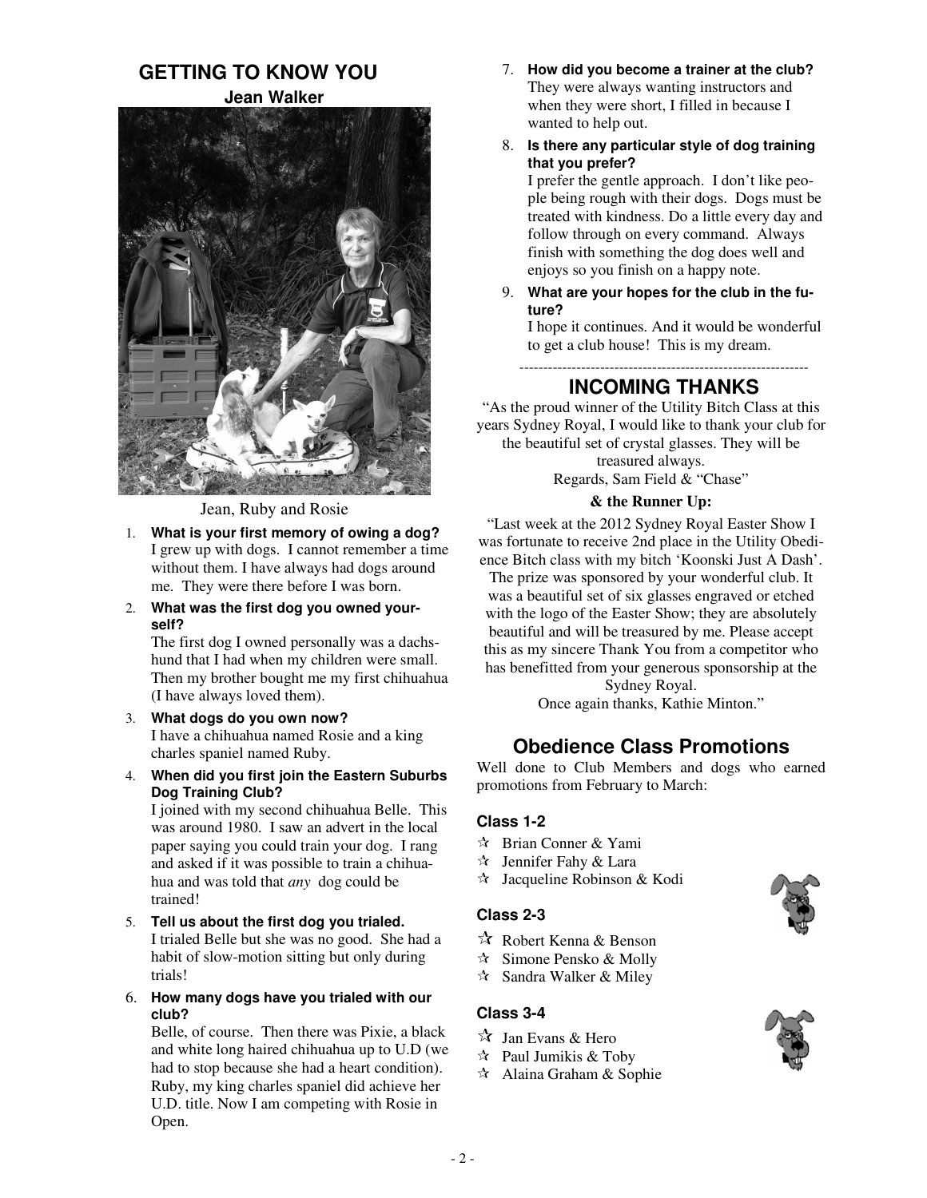## GETTING TO KNOW YOU

### Jean Walker

Jean, Ruby and Rosie

1. **What is your first memory of owing a dog?**
I grew up with dogs. I cannot remember a time without them. I have always had dogs around me. They were there before I was born.

2. **What was the first dog you owned yourself?**
The first dog I owned personally was a dachshund that I had when my children were small. Then my brother bought me my first chihuahua (I have always loved them).

3. **What dogs do you own now?**
I have a chihuahua named Rosie and a king charles spaniel named Ruby.

4. **When did you first join the Eastern Suburbs Dog Training Club?**
I joined with my second chihuahua Belle. This was around 1980. I saw an advert in the local paper saying you could train your dog. I rang and asked if it was possible to train a chihuahua and was told that *any* dog could be trained!

5. **Tell us about the first dog you trialed.**
I trialed Belle but she was no good. She had a habit of slow-motion sitting but only during trials!

6. **How many dogs have you trialed with our club?**
Belle, of course. Then there was Pixie, a black and white long haired chihuahua up to U.D (we had to stop because she had a heart condition). Ruby, my king charles spaniel did achieve her U.D. title. Now I am competing with Rosie in Open.

7. **How did you become a trainer at the club?**
They were always wanting instructors and when they were short, I filled in because I wanted to help out.

8. **Is there any particular style of dog training that you prefer?**
I prefer the gentle approach. I don't like people being rough with their dogs. Dogs must be treated with kindness. Do a little every day and follow through on every command. Always finish with something the dog does well and enjoys so you finish on a happy note.

9. **What are your hopes for the club in the future?**
I hope it continues. And it would be wonderful to get a club house! This is my dream.

---

## INCOMING THANKS

"As the proud winner of the Utility Bitch Class at this years Sydney Royal, I would like to thank your club for the beautiful set of crystal glasses. They will be treasured always.
Regards, Sam Field & "Chase"

**& the Runner Up:**

"Last week at the 2012 Sydney Royal Easter Show I was fortunate to receive 2nd place in the Utility Obedience Bitch class with my bitch 'Koonski Just A Dash'. The prize was sponsored by your wonderful club. It was a beautiful set of six glasses engraved or etched with the logo of the Easter Show; they are absolutely beautiful and will be treasured by me. Please accept this as my sincere Thank You from a competitor who has benefitted from your generous sponsorship at the Sydney Royal.
Once again thanks, Kathie Minton."

## Obedience Class Promotions

Well done to Club Members and dogs who earned promotions from February to March:

### Class 1-2

- ☆ Brian Conner & Yami
- ☆ Jennifer Fahy & Lara
- ☆ Jacqueline Robinson & Kodi

### Class 2-3

- ☆ Robert Kenna & Benson
- ☆ Simone Pensko & Molly
- ☆ Sandra Walker & Miley

### Class 3-4

- ☆ Jan Evans & Hero
- ☆ Paul Jumikis & Toby
- ☆ Alaina Graham & Sophie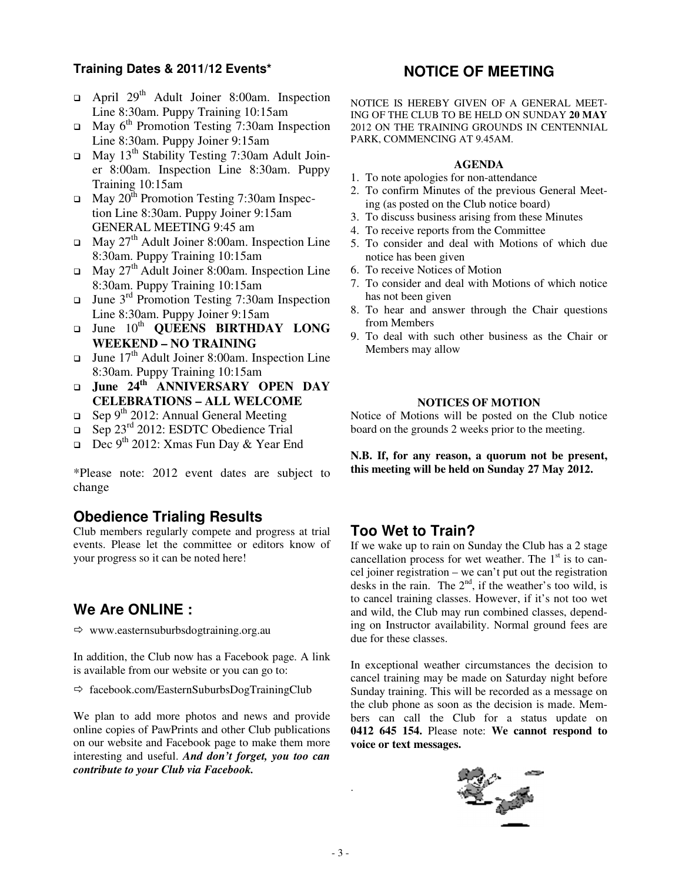### Training Dates & 2011/12 Events*

- April 29th Adult Joiner 8:00am. Inspection Line 8:30am. Puppy Training 10:15am
- May 6th Promotion Testing 7:30am Inspection Line 8:30am. Puppy Joiner 9:15am
- May 13th Stability Testing 7:30am Adult Joiner 8:00am. Inspection Line 8:30am. Puppy Training 10:15am
- May 20th Promotion Testing 7:30am Inspection Line 8:30am. Puppy Joiner 9:15am GENERAL MEETING 9:45 am
- May 27th Adult Joiner 8:00am. Inspection Line 8:30am. Puppy Training 10:15am
- May 27th Adult Joiner 8:00am. Inspection Line 8:30am. Puppy Training 10:15am
- June 3rd Promotion Testing 7:30am Inspection Line 8:30am. Puppy Joiner 9:15am
- June 10th **QUEENS BIRTHDAY LONG WEEKEND – NO TRAINING**
- June 17th Adult Joiner 8:00am. Inspection Line 8:30am. Puppy Training 10:15am
- **June 24th ANNIVERSARY OPEN DAY CELEBRATIONS – ALL WELCOME**
- Sep 9th 2012: Annual General Meeting
- Sep 23rd 2012: ESDTC Obedience Trial
- Dec 9th 2012: Xmas Fun Day & Year End

*Please note: 2012 event dates are subject to change

## Obedience Trialing Results

Club members regularly compete and progress at trial events. Please let the committee or editors know of your progress so it can be noted here!

## We Are ONLINE :

⇨ www.easternsuburbsdogtraining.org.au

In addition, the Club now has a Facebook page. A link is available from our website or you can go to:

⇨ facebook.com/EasternSuburbsDogTrainingClub

We plan to add more photos and news and provide online copies of PawPrints and other Club publications on our website and Facebook page to make them more interesting and useful. ***And don't forget, you too can contribute to your Club via Facebook.***

## NOTICE OF MEETING

NOTICE IS HEREBY GIVEN OF A GENERAL MEETING OF THE CLUB TO BE HELD ON SUNDAY **20 MAY** 2012 ON THE TRAINING GROUNDS IN CENTENNIAL PARK, COMMENCING AT 9.45AM.

**AGENDA**

1. To note apologies for non-attendance
2. To confirm Minutes of the previous General Meeting (as posted on the Club notice board)
3. To discuss business arising from these Minutes
4. To receive reports from the Committee
5. To consider and deal with Motions of which due notice has been given
6. To receive Notices of Motion
7. To consider and deal with Motions of which notice has not been given
8. To hear and answer through the Chair questions from Members
9. To deal with such other business as the Chair or Members may allow

**NOTICES OF MOTION**

Notice of Motions will be posted on the Club notice board on the grounds 2 weeks prior to the meeting.

**N.B. If, for any reason, a quorum not be present, this meeting will be held on Sunday 27 May 2012.**

## Too Wet to Train?

If we wake up to rain on Sunday the Club has a 2 stage cancellation process for wet weather. The 1st is to cancel joiner registration – we can't put out the registration desks in the rain. The 2nd, if the weather's too wild, is to cancel training classes. However, if it's not too wet and wild, the Club may run combined classes, depending on Instructor availability. Normal ground fees are due for these classes.

In exceptional weather circumstances the decision to cancel training may be made on Saturday night before Sunday training. This will be recorded as a message on the club phone as soon as the decision is made. Members can call the Club for a status update on **0412 645 154.** Please note: **We cannot respond to voice or text messages.**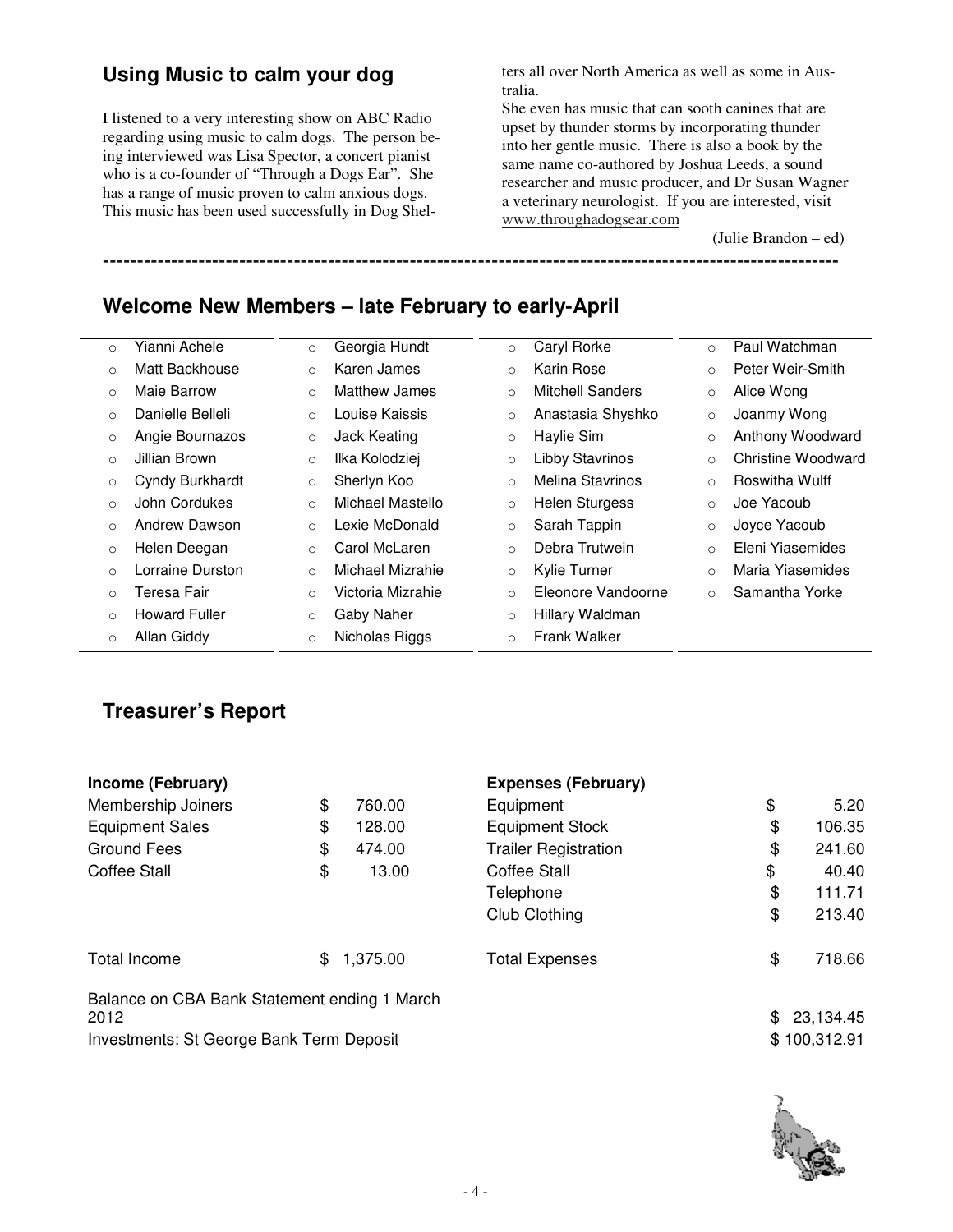## Using Music to calm your dog

I listened to a very interesting show on ABC Radio regarding using music to calm dogs. The person being interviewed was Lisa Spector, a concert pianist who is a co-founder of "Through a Dogs Ear". She has a range of music proven to calm anxious dogs. This music has been used successfully in Dog Shelters all over North America as well as some in Australia.

She even has music that can sooth canines that are upset by thunder storms by incorporating thunder into her gentle music. There is also a book by the same name co-authored by Joshua Leeds, a sound researcher and music producer, and Dr Susan Wagner a veterinary neurologist. If you are interested, visit www.throughadogsear.com

(Julie Brandon – ed)

---

## Welcome New Members – late February to early-April

- Yianni Achele
- Matt Backhouse
- Maie Barrow
- Danielle Belleli
- Angie Bournazos
- Jillian Brown
- Cyndy Burkhardt
- John Cordukes
- Andrew Dawson
- Helen Deegan
- Lorraine Durston
- Teresa Fair
- Howard Fuller
- Allan Giddy
- Georgia Hundt
- Karen James
- Matthew James
- Louise Kaissis
- Jack Keating
- Ilka Kolodziej
- Sherlyn Koo
- Michael Mastello
- Lexie McDonald
- Carol McLaren
- Michael Mizrahie
- Victoria Mizrahie
- Gaby Naher
- Nicholas Riggs
- Caryl Rorke
- Karin Rose
- Mitchell Sanders
- Anastasia Shyshko
- Haylie Sim
- Libby Stavrinos
- Melina Stavrinos
- Helen Sturgess
- Sarah Tappin
- Debra Trutwein
- Kylie Turner
- Eleonore Vandoorne
- Hillary Waldman
- Frank Walker
- Paul Watchman
- Peter Weir-Smith
- Alice Wong
- Joanmy Wong
- Anthony Woodward
- Christine Woodward
- Roswitha Wulff
- Joe Yacoub
- Joyce Yacoub
- Eleni Yiasemides
- Maria Yiasemides
- Samantha Yorke

## Treasurer's Report

| **Income (February)** | | **Expenses (February)** | |
|---|---|---|---|
| Membership Joiners | $ 760.00 | Equipment | $ 5.20 |
| Equipment Sales | $ 128.00 | Equipment Stock | $ 106.35 |
| Ground Fees | $ 474.00 | Trailer Registration | $ 241.60 |
| Coffee Stall | $ 13.00 | Coffee Stall | $ 40.40 |
| | | Telephone | $ 111.71 |
| | | Club Clothing | $ 213.40 |
| Total Income | $ 1,375.00 | Total Expenses | $ 718.66 |

| | |
|---|---|
| Balance on CBA Bank Statement ending 1 March 2012 | $ 23,134.45 |
| Investments: St George Bank Term Deposit | $ 100,312.91 |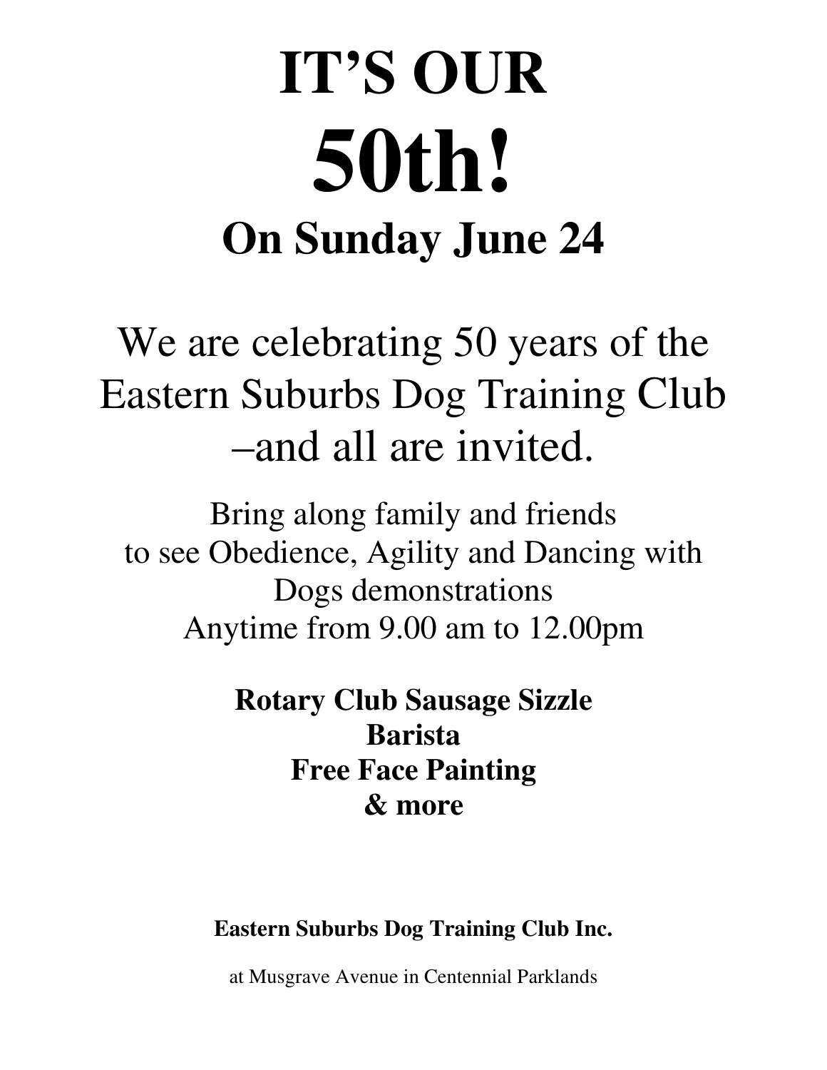# IT'S OUR

# 50th!

## On Sunday June 24

We are celebrating 50 years of the Eastern Suburbs Dog Training Club –and all are invited.

Bring along family and friends
to see Obedience, Agility and Dancing with Dogs demonstrations
Anytime from 9.00 am to 12.00pm

**Rotary Club Sausage Sizzle**
**Barista**
**Free Face Painting**
**& more**

**Eastern Suburbs Dog Training Club Inc.**

at Musgrave Avenue in Centennial Parklands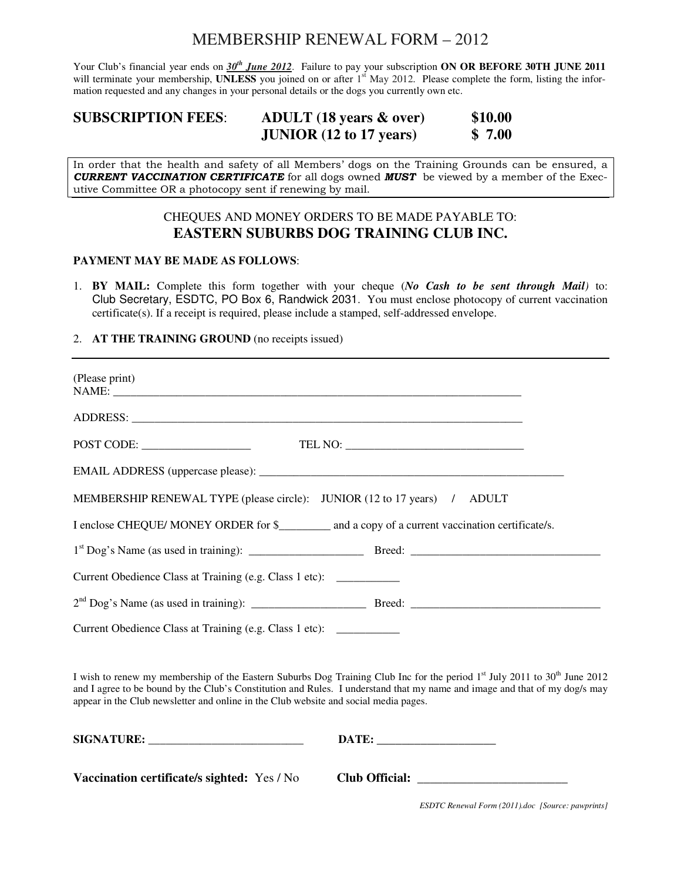# MEMBERSHIP RENEWAL FORM – 2012

Your Club's financial year ends on ***30th June 2012***. Failure to pay your subscription **ON OR BEFORE 30TH JUNE 2011** will terminate your membership, **UNLESS** you joined on or after 1st May 2012. Please complete the form, listing the information requested and any changes in your personal details or the dogs you currently own etc.

| | | |
|---|---|---|
| **SUBSCRIPTION FEES**: | **ADULT (18 years & over)** | **$10.00** |
| | **JUNIOR (12 to 17 years)** | **$ 7.00** |

In order that the health and safety of all Members' dogs on the Training Grounds can be ensured, a ***CURRENT VACCINATION CERTIFICATE*** for all dogs owned ***MUST*** be viewed by a member of the Executive Committee OR a photocopy sent if renewing by mail.

CHEQUES AND MONEY ORDERS TO BE MADE PAYABLE TO:
**EASTERN SUBURBS DOG TRAINING CLUB INC.**

**PAYMENT MAY BE MADE AS FOLLOWS**:

1. **BY MAIL:** Complete this form together with your cheque (***No Cash to be sent through Mail)*** to: Club Secretary, ESDTC, PO Box 6, Randwick 2031. You must enclose photocopy of current vaccination certificate(s). If a receipt is required, please include a stamped, self-addressed envelope.
2. **AT THE TRAINING GROUND** (no receipts issued)

---

(Please print)
NAME: ______________________________________________________________________

ADDRESS: ___________________________________________________________________

POST CODE: __________________ TEL NO: ______________________________

EMAIL ADDRESS (uppercase please): ______________________________________________________

MEMBERSHIP RENEWAL TYPE (please circle): JUNIOR (12 to 17 years) / ADULT

I enclose CHEQUE/ MONEY ORDER for $_________ and a copy of a current vaccination certificate/s.

1st Dog's Name (as used in training): ___________________ Breed: ________________________________

Current Obedience Class at Training (e.g. Class 1 etc): __________

2nd Dog's Name (as used in training): ___________________ Breed: ________________________________

Current Obedience Class at Training (e.g. Class 1 etc): __________

I wish to renew my membership of the Eastern Suburbs Dog Training Club Inc for the period 1st July 2011 to 30th June 2012 and I agree to be bound by the Club's Constitution and Rules. I understand that my name and image and that of my dog/s may appear in the Club newsletter and online in the Club website and social media pages.

**SIGNATURE:** _________________________ **DATE:** ___________________

**Vaccination certificate/s sighted:** Yes / No **Club Official:** ________________________

*ESDTC Renewal Form (2011).doc [Source: pawprints]*